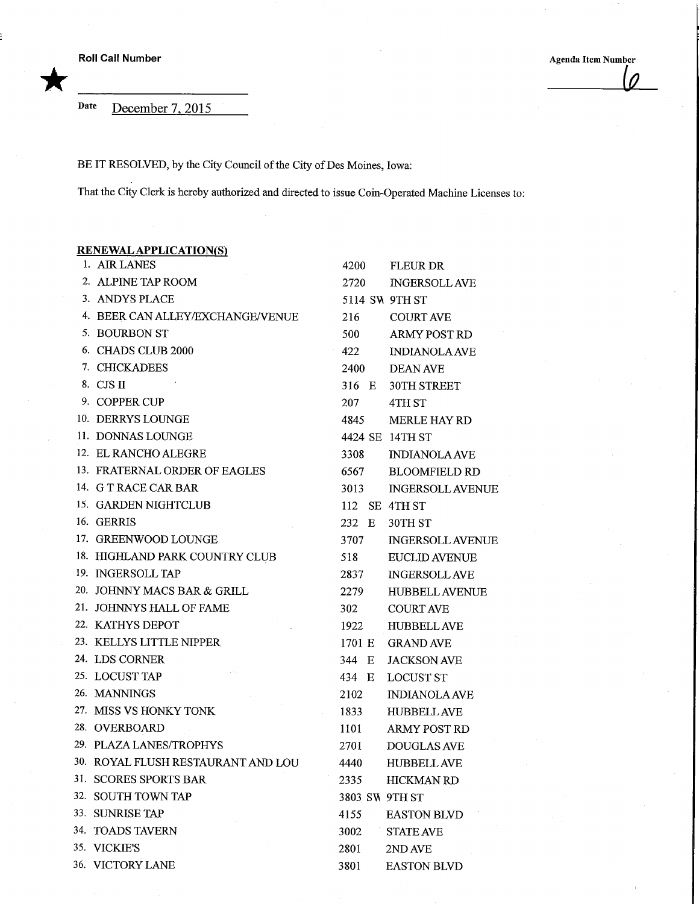Roll Call Number

Agenda Item Number

6

Date December 7, 2015

BE IT RESOLVED, by the City Council of the City of Des Moines, Iowa:

That the City Clerk is hereby authorized and directed to issue Coin-Operated Machine Licenses to:

**RENEWAL APPLICATION(S)**

| | Name | No. | | Street |
|---|---|---|---|---|
| 1. | AIR LANES | 4200 | | FLEUR DR |
| 2. | ALPINE TAP ROOM | 2720 | | INGERSOLL AVE |
| 3. | ANDYS PLACE | 5114 | SW | 9TH ST |
| 4. | BEER CAN ALLEY/EXCHANGE/VENUE | 216 | | COURT AVE |
| 5. | BOURBON ST | 500 | | ARMY POST RD |
| 6. | CHADS CLUB 2000 | 422 | | INDIANOLA AVE |
| 7. | CHICKADEES | 2400 | | DEAN AVE |
| 8. | CJS II | 316 | E | 30TH STREET |
| 9. | COPPER CUP | 207 | | 4TH ST |
| 10. | DERRYS LOUNGE | 4845 | | MERLE HAY RD |
| 11. | DONNAS LOUNGE | 4424 | SE | 14TH ST |
| 12. | EL RANCHO ALEGRE | 3308 | | INDIANOLA AVE |
| 13. | FRATERNAL ORDER OF EAGLES | 6567 | | BLOOMFIELD RD |
| 14. | G T RACE CAR BAR | 3013 | | INGERSOLL AVENUE |
| 15. | GARDEN NIGHTCLUB | 112 | SE | 4TH ST |
| 16. | GERRIS | 232 | E | 30TH ST |
| 17. | GREENWOOD LOUNGE | 3707 | | INGERSOLL AVENUE |
| 18. | HIGHLAND PARK COUNTRY CLUB | 518 | | EUCLID AVENUE |
| 19. | INGERSOLL TAP | 2837 | | INGERSOLL AVE |
| 20. | JOHNNY MACS BAR & GRILL | 2279 | | HUBBELL AVENUE |
| 21. | JOHNNYS HALL OF FAME | 302 | | COURT AVE |
| 22. | KATHYS DEPOT | 1922 | | HUBBELL AVE |
| 23. | KELLYS LITTLE NIPPER | 1701 | E | GRAND AVE |
| 24. | LDS CORNER | 344 | E | JACKSON AVE |
| 25. | LOCUST TAP | 434 | E | LOCUST ST |
| 26. | MANNINGS | 2102 | | INDIANOLA AVE |
| 27. | MISS VS HONKY TONK | 1833 | | HUBBELL AVE |
| 28. | OVERBOARD | 1101 | | ARMY POST RD |
| 29. | PLAZA LANES/TROPHYS | 2701 | | DOUGLAS AVE |
| 30. | ROYAL FLUSH RESTAURANT AND LOU | 4440 | | HUBBELL AVE |
| 31. | SCORES SPORTS BAR | 2335 | | HICKMAN RD |
| 32. | SOUTH TOWN TAP | 3803 | SW | 9TH ST |
| 33. | SUNRISE TAP | 4155 | | EASTON BLVD |
| 34. | TOADS TAVERN | 3002 | | STATE AVE |
| 35. | VICKIE'S | 2801 | | 2ND AVE |
| 36. | VICTORY LANE | 3801 | | EASTON BLVD |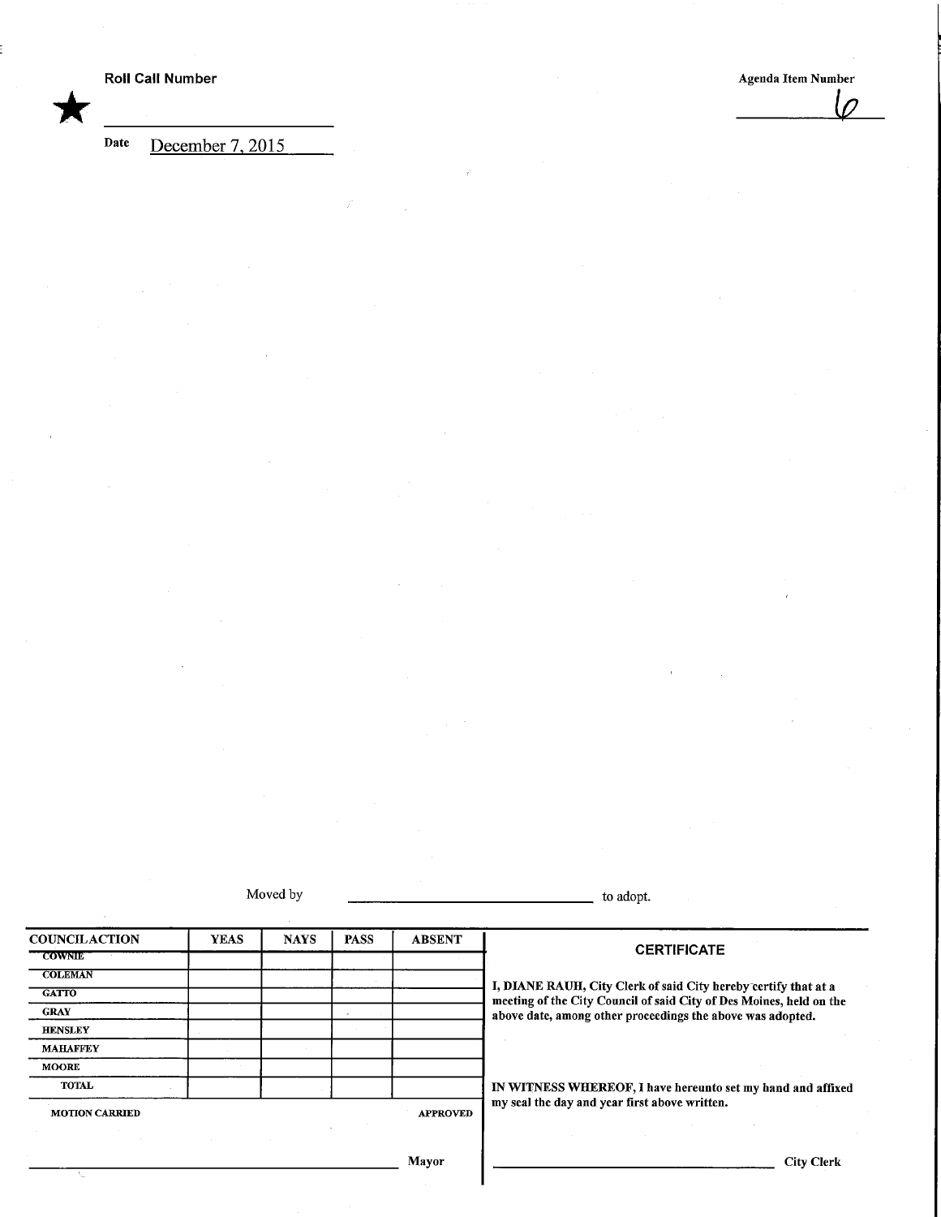Roll Call Number

★ ____________________

Date December 7, 2015

Agenda Item Number

6

Moved by ____________________ to adopt.

| COUNCIL ACTION | YEAS | NAYS | PASS | ABSENT |
|---|---|---|---|---|
| COWNIE | | | | |
| COLEMAN | | | | |
| GATTO | | | | |
| GRAY | | | | |
| HENSLEY | | | | |
| MAHAFFEY | | | | |
| MOORE | | | | |
| TOTAL | | | | |

MOTION CARRIED APPROVED

____________________ Mayor

**CERTIFICATE**

**I, DIANE RAUH, City Clerk of said City hereby certify that at a meeting of the City Council of said City of Des Moines, held on the above date, among other proceedings the above was adopted.**

**IN WITNESS WHEREOF, I have hereunto set my hand and affixed my seal the day and year first above written.**

____________________ City Clerk